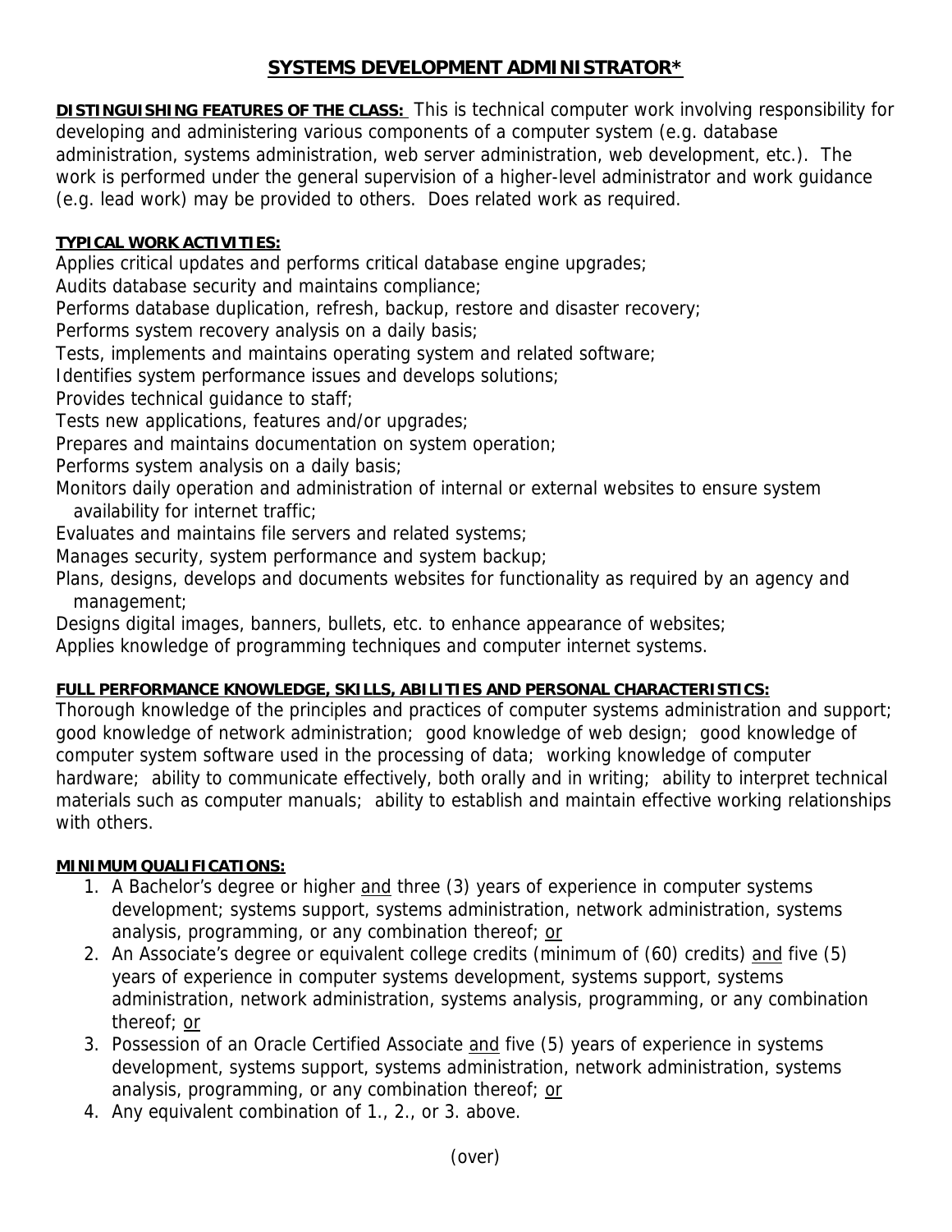# SYSTEMS DEVELOPMENT ADMINISTRATOR*

**DISTINGUISHING FEATURES OF THE CLASS:** This is technical computer work involving responsibility for developing and administering various components of a computer system (e.g. database administration, systems administration, web server administration, web development, etc.). The work is performed under the general supervision of a higher-level administrator and work guidance (e.g. lead work) may be provided to others. Does related work as required.

**TYPICAL WORK ACTIVITIES:**

Applies critical updates and performs critical database engine upgrades;
Audits database security and maintains compliance;
Performs database duplication, refresh, backup, restore and disaster recovery;
Performs system recovery analysis on a daily basis;
Tests, implements and maintains operating system and related software;
Identifies system performance issues and develops solutions;
Provides technical guidance to staff;
Tests new applications, features and/or upgrades;
Prepares and maintains documentation on system operation;
Performs system analysis on a daily basis;
Monitors daily operation and administration of internal or external websites to ensure system availability for internet traffic;
Evaluates and maintains file servers and related systems;
Manages security, system performance and system backup;
Plans, designs, develops and documents websites for functionality as required by an agency and management;
Designs digital images, banners, bullets, etc. to enhance appearance of websites;
Applies knowledge of programming techniques and computer internet systems.

**FULL PERFORMANCE KNOWLEDGE, SKILLS, ABILITIES AND PERSONAL CHARACTERISTICS:**
Thorough knowledge of the principles and practices of computer systems administration and support; good knowledge of network administration; good knowledge of web design; good knowledge of computer system software used in the processing of data; working knowledge of computer hardware; ability to communicate effectively, both orally and in writing; ability to interpret technical materials such as computer manuals; ability to establish and maintain effective working relationships with others.

**MINIMUM QUALIFICATIONS:**

1. A Bachelor's degree or higher and three (3) years of experience in computer systems development; systems support, systems administration, network administration, systems analysis, programming, or any combination thereof; or
2. An Associate's degree or equivalent college credits (minimum of (60) credits) and five (5) years of experience in computer systems development, systems support, systems administration, network administration, systems analysis, programming, or any combination thereof; or
3. Possession of an Oracle Certified Associate and five (5) years of experience in systems development, systems support, systems administration, network administration, systems analysis, programming, or any combination thereof; or
4. Any equivalent combination of 1., 2., or 3. above.

(over)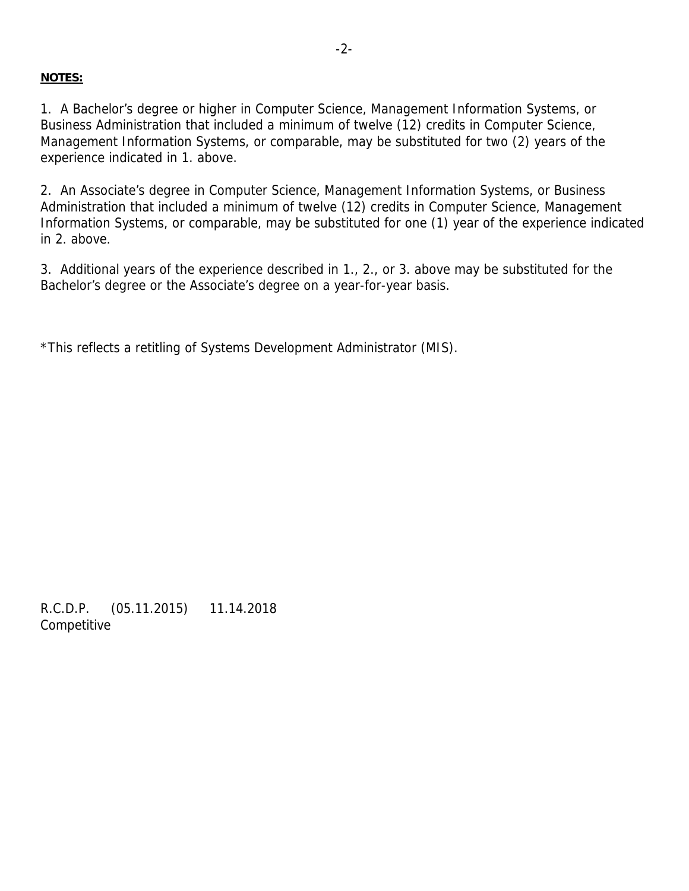**NOTES:**

1. A Bachelor's degree or higher in Computer Science, Management Information Systems, or Business Administration that included a minimum of twelve (12) credits in Computer Science, Management Information Systems, or comparable, may be substituted for two (2) years of the experience indicated in 1. above.

2. An Associate's degree in Computer Science, Management Information Systems, or Business Administration that included a minimum of twelve (12) credits in Computer Science, Management Information Systems, or comparable, may be substituted for one (1) year of the experience indicated in 2. above.

3. Additional years of the experience described in 1., 2., or 3. above may be substituted for the Bachelor's degree or the Associate's degree on a year-for-year basis.

*This reflects a retitling of Systems Development Administrator (MIS).

R.C.D.P. (05.11.2015) 11.14.2018
Competitive